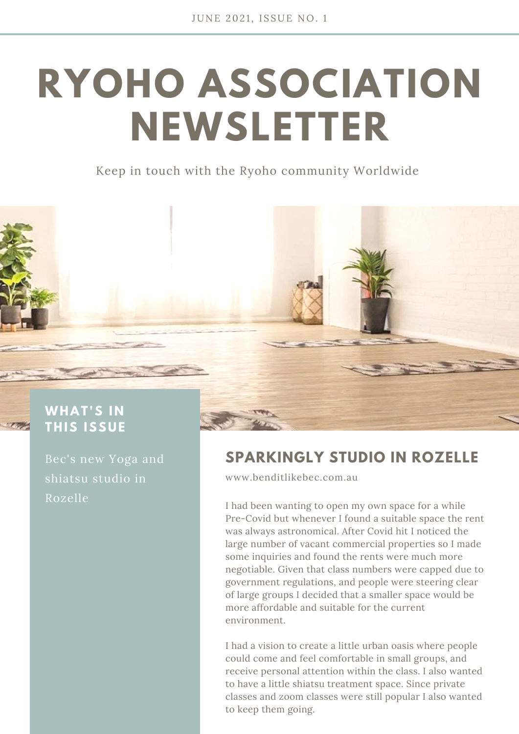JUNE 2021, ISSUE NO. 1

# RYOHO ASSOCIATION NEWSLETTER

Keep in touch with the Ryoho community Worldwide

### WHAT'S IN THIS ISSUE

Bec's new Yoga and shiatsu studio in Rozelle

## SPARKINGLY STUDIO IN ROZELLE

www.benditlikebec.com.au

I had been wanting to open my own space for a while Pre-Covid but whenever I found a suitable space the rent was always astronomical. After Covid hit I noticed the large number of vacant commercial properties so I made some inquiries and found the rents were much more negotiable. Given that class numbers were capped due to government regulations, and people were steering clear of large groups I decided that a smaller space would be more affordable and suitable for the current environment.

I had a vision to create a little urban oasis where people could come and feel comfortable in small groups, and receive personal attention within the class. I also wanted to have a little shiatsu treatment space. Since private classes and zoom classes were still popular I also wanted to keep them going.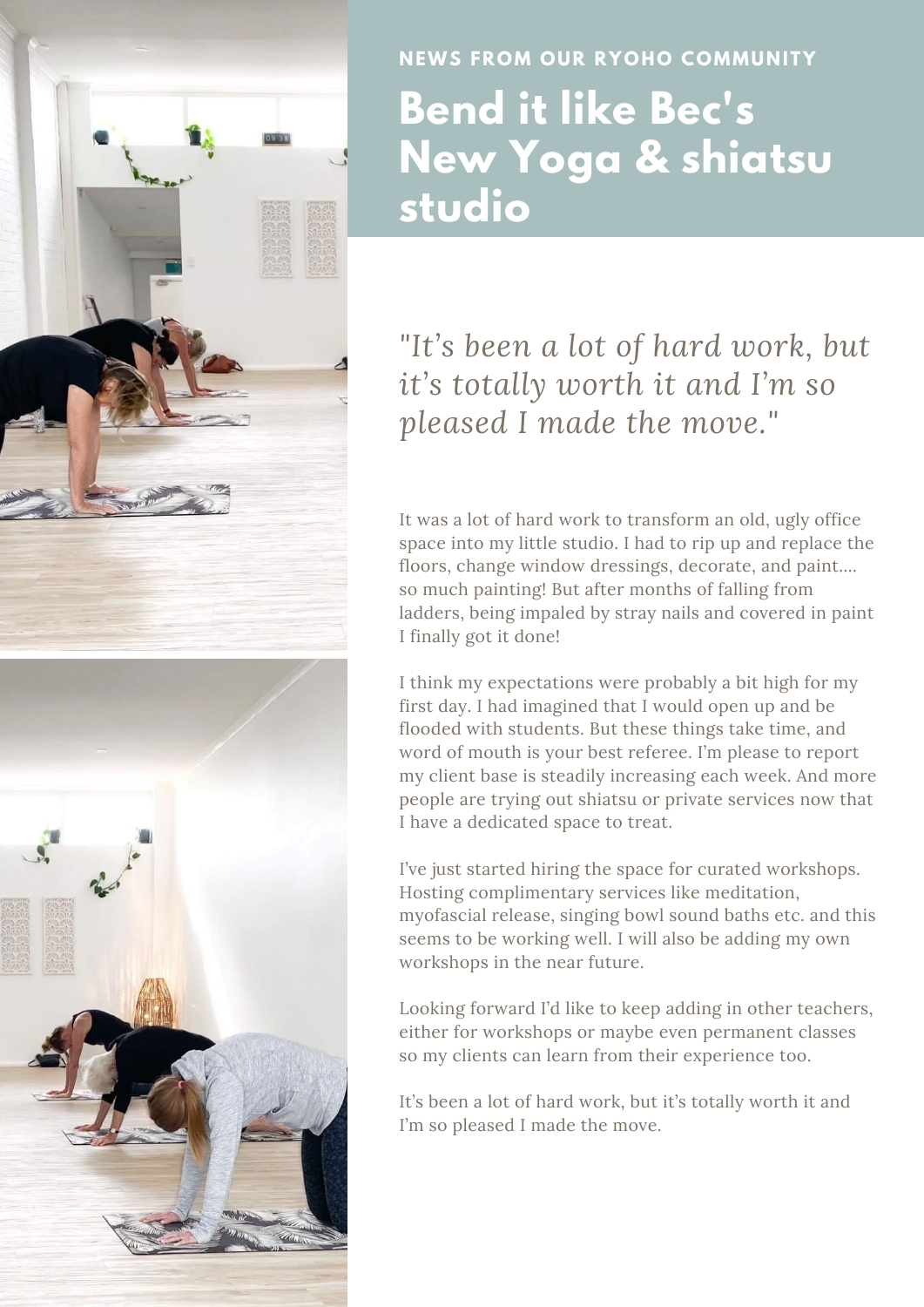NEWS FROM OUR RYOHO COMMUNITY

# Bend it like Bec's New Yoga & shiatsu studio

*"It's been a lot of hard work, but it's totally worth it and I'm so pleased I made the move."*

It was a lot of hard work to transform an old, ugly office space into my little studio. I had to rip up and replace the floors, change window dressings, decorate, and paint.... so much painting! But after months of falling from ladders, being impaled by stray nails and covered in paint I finally got it done!

I think my expectations were probably a bit high for my first day. I had imagined that I would open up and be flooded with students. But these things take time, and word of mouth is your best referee. I'm please to report my client base is steadily increasing each week. And more people are trying out shiatsu or private services now that I have a dedicated space to treat.

I've just started hiring the space for curated workshops. Hosting complimentary services like meditation, myofascial release, singing bowl sound baths etc. and this seems to be working well. I will also be adding my own workshops in the near future.

Looking forward I'd like to keep adding in other teachers, either for workshops or maybe even permanent classes so my clients can learn from their experience too.

It's been a lot of hard work, but it's totally worth it and I'm so pleased I made the move.